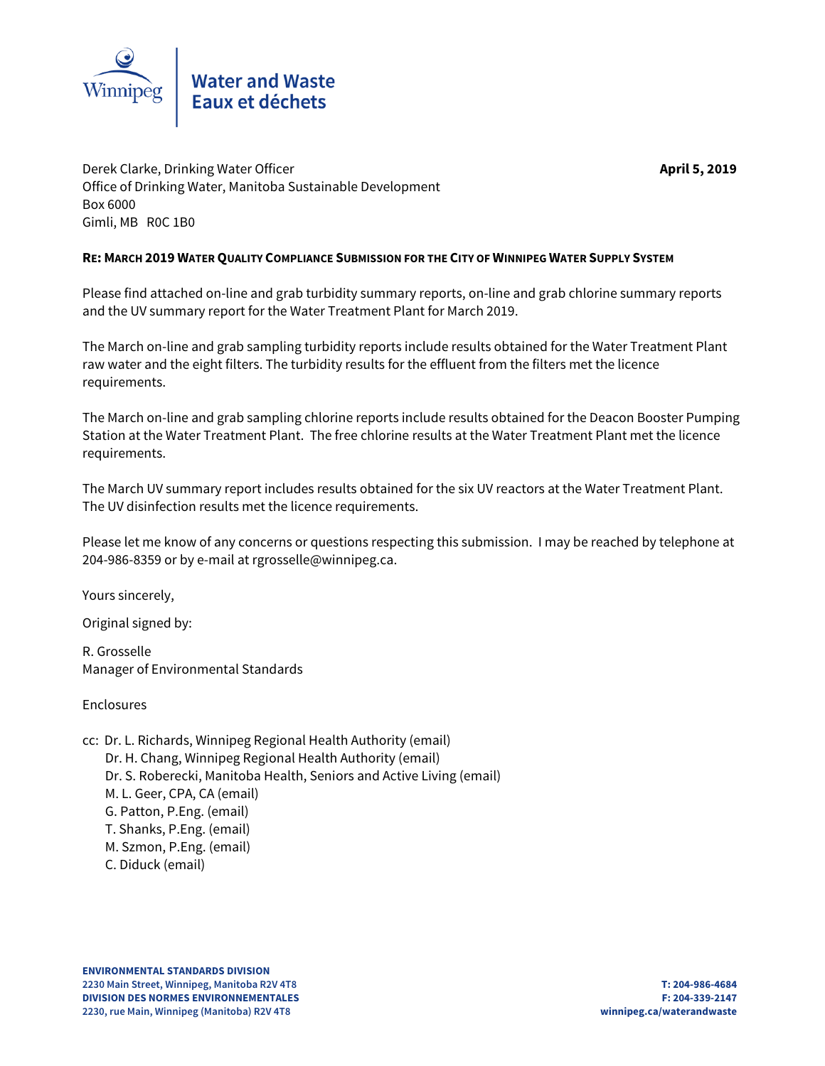Water and Waste
Eaux et déchets

Derek Clarke, Drinking Water Officer
Office of Drinking Water, Manitoba Sustainable Development
Box 6000
Gimli, MB R0C 1B0

**April 5, 2019**

**RE: MARCH 2019 WATER QUALITY COMPLIANCE SUBMISSION FOR THE CITY OF WINNIPEG WATER SUPPLY SYSTEM**

Please find attached on-line and grab turbidity summary reports, on-line and grab chlorine summary reports and the UV summary report for the Water Treatment Plant for March 2019.

The March on-line and grab sampling turbidity reports include results obtained for the Water Treatment Plant raw water and the eight filters. The turbidity results for the effluent from the filters met the licence requirements.

The March on-line and grab sampling chlorine reports include results obtained for the Deacon Booster Pumping Station at the Water Treatment Plant. The free chlorine results at the Water Treatment Plant met the licence requirements.

The March UV summary report includes results obtained for the six UV reactors at the Water Treatment Plant. The UV disinfection results met the licence requirements.

Please let me know of any concerns or questions respecting this submission. I may be reached by telephone at 204-986-8359 or by e-mail at rgrosselle@winnipeg.ca.

Yours sincerely,

Original signed by:

R. Grosselle
Manager of Environmental Standards

Enclosures

cc: Dr. L. Richards, Winnipeg Regional Health Authority (email)
Dr. H. Chang, Winnipeg Regional Health Authority (email)
Dr. S. Roberecki, Manitoba Health, Seniors and Active Living (email)
M. L. Geer, CPA, CA (email)
G. Patton, P.Eng. (email)
T. Shanks, P.Eng. (email)
M. Szmon, P.Eng. (email)
C. Diduck (email)

**ENVIRONMENTAL STANDARDS DIVISION**
**2230 Main Street, Winnipeg, Manitoba R2V 4T8**
**DIVISION DES NORMES ENVIRONNEMENTALES**
**2230, rue Main, Winnipeg (Manitoba) R2V 4T8**

**T: 204-986-4684**
**F: 204-339-2147**
**winnipeg.ca/waterandwaste**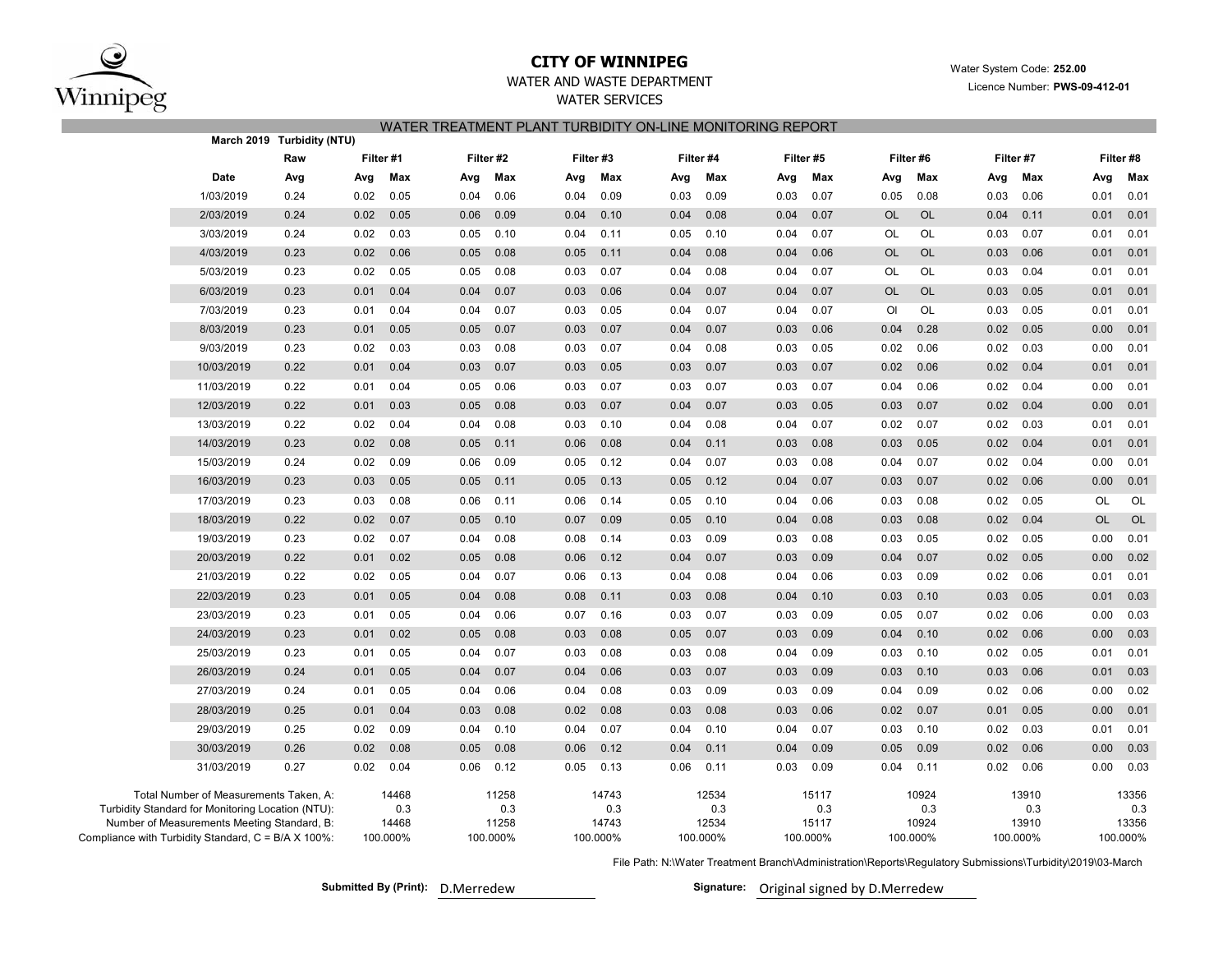# CITY OF WINNIPEG

WATER AND WASTE DEPARTMENT

WATER SERVICES

Water System Code: **252.00**

Licence Number: **PWS-09-412-01**

## WATER TREATMENT PLANT TURBIDITY ON-LINE MONITORING REPORT

**March 2019 Turbidity (NTU)**

| | Raw | Filter #1 | | Filter #2 | | Filter #3 | | Filter #4 | | Filter #5 | | Filter #6 | | Filter #7 | | Filter #8 | |
|---|---|---|---|---|---|---|---|---|---|---|---|---|---|---|---|---|---|
| **Date** | **Avg** | **Avg** | **Max** | **Avg** | **Max** | **Avg** | **Max** | **Avg** | **Max** | **Avg** | **Max** | **Avg** | **Max** | **Avg** | **Max** | **Avg** | **Max** |
| 1/03/2019 | 0.24 | 0.02 | 0.05 | 0.04 | 0.06 | 0.04 | 0.09 | 0.03 | 0.09 | 0.03 | 0.07 | 0.05 | 0.08 | 0.03 | 0.06 | 0.01 | 0.01 |
| 2/03/2019 | 0.24 | 0.02 | 0.05 | 0.06 | 0.09 | 0.04 | 0.10 | 0.04 | 0.08 | 0.04 | 0.07 | OL | OL | 0.04 | 0.11 | 0.01 | 0.01 |
| 3/03/2019 | 0.24 | 0.02 | 0.03 | 0.05 | 0.10 | 0.04 | 0.11 | 0.05 | 0.10 | 0.04 | 0.07 | OL | OL | 0.03 | 0.07 | 0.01 | 0.01 |
| 4/03/2019 | 0.23 | 0.02 | 0.06 | 0.05 | 0.08 | 0.05 | 0.11 | 0.04 | 0.08 | 0.04 | 0.06 | OL | OL | 0.03 | 0.06 | 0.01 | 0.01 |
| 5/03/2019 | 0.23 | 0.02 | 0.05 | 0.05 | 0.08 | 0.03 | 0.07 | 0.04 | 0.08 | 0.04 | 0.07 | OL | OL | 0.03 | 0.04 | 0.01 | 0.01 |
| 6/03/2019 | 0.23 | 0.01 | 0.04 | 0.04 | 0.07 | 0.03 | 0.06 | 0.04 | 0.07 | 0.04 | 0.07 | OL | OL | 0.03 | 0.05 | 0.01 | 0.01 |
| 7/03/2019 | 0.23 | 0.01 | 0.04 | 0.04 | 0.07 | 0.03 | 0.05 | 0.04 | 0.07 | 0.04 | 0.07 | Ol | OL | 0.03 | 0.05 | 0.01 | 0.01 |
| 8/03/2019 | 0.23 | 0.01 | 0.05 | 0.05 | 0.07 | 0.03 | 0.07 | 0.04 | 0.07 | 0.03 | 0.06 | 0.04 | 0.28 | 0.02 | 0.05 | 0.00 | 0.01 |
| 9/03/2019 | 0.23 | 0.02 | 0.03 | 0.03 | 0.08 | 0.03 | 0.07 | 0.04 | 0.08 | 0.03 | 0.05 | 0.02 | 0.06 | 0.02 | 0.03 | 0.00 | 0.01 |
| 10/03/2019 | 0.22 | 0.01 | 0.04 | 0.03 | 0.07 | 0.03 | 0.05 | 0.03 | 0.07 | 0.03 | 0.07 | 0.02 | 0.06 | 0.02 | 0.04 | 0.01 | 0.01 |
| 11/03/2019 | 0.22 | 0.01 | 0.04 | 0.05 | 0.06 | 0.03 | 0.07 | 0.03 | 0.07 | 0.03 | 0.07 | 0.04 | 0.06 | 0.02 | 0.04 | 0.00 | 0.01 |
| 12/03/2019 | 0.22 | 0.01 | 0.03 | 0.05 | 0.08 | 0.03 | 0.07 | 0.04 | 0.07 | 0.03 | 0.05 | 0.03 | 0.07 | 0.02 | 0.04 | 0.00 | 0.01 |
| 13/03/2019 | 0.22 | 0.02 | 0.04 | 0.04 | 0.08 | 0.03 | 0.10 | 0.04 | 0.08 | 0.04 | 0.07 | 0.02 | 0.07 | 0.02 | 0.03 | 0.01 | 0.01 |
| 14/03/2019 | 0.23 | 0.02 | 0.08 | 0.05 | 0.11 | 0.06 | 0.08 | 0.04 | 0.11 | 0.03 | 0.08 | 0.03 | 0.05 | 0.02 | 0.04 | 0.01 | 0.01 |
| 15/03/2019 | 0.24 | 0.02 | 0.09 | 0.06 | 0.09 | 0.05 | 0.12 | 0.04 | 0.07 | 0.03 | 0.08 | 0.04 | 0.07 | 0.02 | 0.04 | 0.00 | 0.01 |
| 16/03/2019 | 0.23 | 0.03 | 0.05 | 0.05 | 0.11 | 0.05 | 0.13 | 0.05 | 0.12 | 0.04 | 0.07 | 0.03 | 0.07 | 0.02 | 0.06 | 0.00 | 0.01 |
| 17/03/2019 | 0.23 | 0.03 | 0.08 | 0.06 | 0.11 | 0.06 | 0.14 | 0.05 | 0.10 | 0.04 | 0.06 | 0.03 | 0.08 | 0.02 | 0.05 | OL | OL |
| 18/03/2019 | 0.22 | 0.02 | 0.07 | 0.05 | 0.10 | 0.07 | 0.09 | 0.05 | 0.10 | 0.04 | 0.08 | 0.03 | 0.08 | 0.02 | 0.04 | OL | OL |
| 19/03/2019 | 0.23 | 0.02 | 0.07 | 0.04 | 0.08 | 0.08 | 0.14 | 0.03 | 0.09 | 0.03 | 0.08 | 0.03 | 0.05 | 0.02 | 0.05 | 0.00 | 0.01 |
| 20/03/2019 | 0.22 | 0.01 | 0.02 | 0.05 | 0.08 | 0.06 | 0.12 | 0.04 | 0.07 | 0.03 | 0.09 | 0.04 | 0.07 | 0.02 | 0.05 | 0.00 | 0.02 |
| 21/03/2019 | 0.22 | 0.02 | 0.05 | 0.04 | 0.07 | 0.06 | 0.13 | 0.04 | 0.08 | 0.04 | 0.06 | 0.03 | 0.09 | 0.02 | 0.06 | 0.01 | 0.01 |
| 22/03/2019 | 0.23 | 0.01 | 0.05 | 0.04 | 0.08 | 0.08 | 0.11 | 0.03 | 0.08 | 0.04 | 0.10 | 0.03 | 0.10 | 0.03 | 0.05 | 0.01 | 0.03 |
| 23/03/2019 | 0.23 | 0.01 | 0.05 | 0.04 | 0.06 | 0.07 | 0.16 | 0.03 | 0.07 | 0.03 | 0.09 | 0.05 | 0.07 | 0.02 | 0.06 | 0.00 | 0.03 |
| 24/03/2019 | 0.23 | 0.01 | 0.02 | 0.05 | 0.08 | 0.03 | 0.08 | 0.05 | 0.07 | 0.03 | 0.09 | 0.04 | 0.10 | 0.02 | 0.06 | 0.00 | 0.03 |
| 25/03/2019 | 0.23 | 0.01 | 0.05 | 0.04 | 0.07 | 0.03 | 0.08 | 0.03 | 0.08 | 0.04 | 0.09 | 0.03 | 0.10 | 0.02 | 0.05 | 0.01 | 0.01 |
| 26/03/2019 | 0.24 | 0.01 | 0.05 | 0.04 | 0.07 | 0.04 | 0.06 | 0.03 | 0.07 | 0.03 | 0.09 | 0.03 | 0.10 | 0.03 | 0.06 | 0.01 | 0.03 |
| 27/03/2019 | 0.24 | 0.01 | 0.05 | 0.04 | 0.06 | 0.04 | 0.08 | 0.03 | 0.09 | 0.03 | 0.09 | 0.04 | 0.09 | 0.02 | 0.06 | 0.00 | 0.02 |
| 28/03/2019 | 0.25 | 0.01 | 0.04 | 0.03 | 0.08 | 0.02 | 0.08 | 0.03 | 0.08 | 0.03 | 0.06 | 0.02 | 0.07 | 0.01 | 0.05 | 0.00 | 0.01 |
| 29/03/2019 | 0.25 | 0.02 | 0.09 | 0.04 | 0.10 | 0.04 | 0.07 | 0.04 | 0.10 | 0.04 | 0.07 | 0.03 | 0.10 | 0.02 | 0.03 | 0.01 | 0.01 |
| 30/03/2019 | 0.26 | 0.02 | 0.08 | 0.05 | 0.08 | 0.06 | 0.12 | 0.04 | 0.11 | 0.04 | 0.09 | 0.05 | 0.09 | 0.02 | 0.06 | 0.00 | 0.03 |
| 31/03/2019 | 0.27 | 0.02 | 0.04 | 0.06 | 0.12 | 0.05 | 0.13 | 0.06 | 0.11 | 0.03 | 0.09 | 0.04 | 0.11 | 0.02 | 0.06 | 0.00 | 0.03 |

| | Filter #1 | Filter #2 | Filter #3 | Filter #4 | Filter #5 | Filter #6 | Filter #7 | Filter #8 |
|---|---|---|---|---|---|---|---|---|
| Total Number of Measurements Taken, A: | 14468 | 11258 | 14743 | 12534 | 15117 | 10924 | 13910 | 13356 |
| Turbidity Standard for Monitoring Location (NTU): | 0.3 | 0.3 | 0.3 | 0.3 | 0.3 | 0.3 | 0.3 | 0.3 |
| Number of Measurements Meeting Standard, B: | 14468 | 11258 | 14743 | 12534 | 15117 | 10924 | 13910 | 13356 |
| Compliance with Turbidity Standard, C = B/A X 100%: | 100.000% | 100.000% | 100.000% | 100.000% | 100.000% | 100.000% | 100.000% | 100.000% |

File Path: N:\Water Treatment Branch\Administration\Reports\Regulatory Submissions\Turbidity\2019\03-March

**Submitted By (Print):** D.Merredew

**Signature:** Original signed by D.Merredew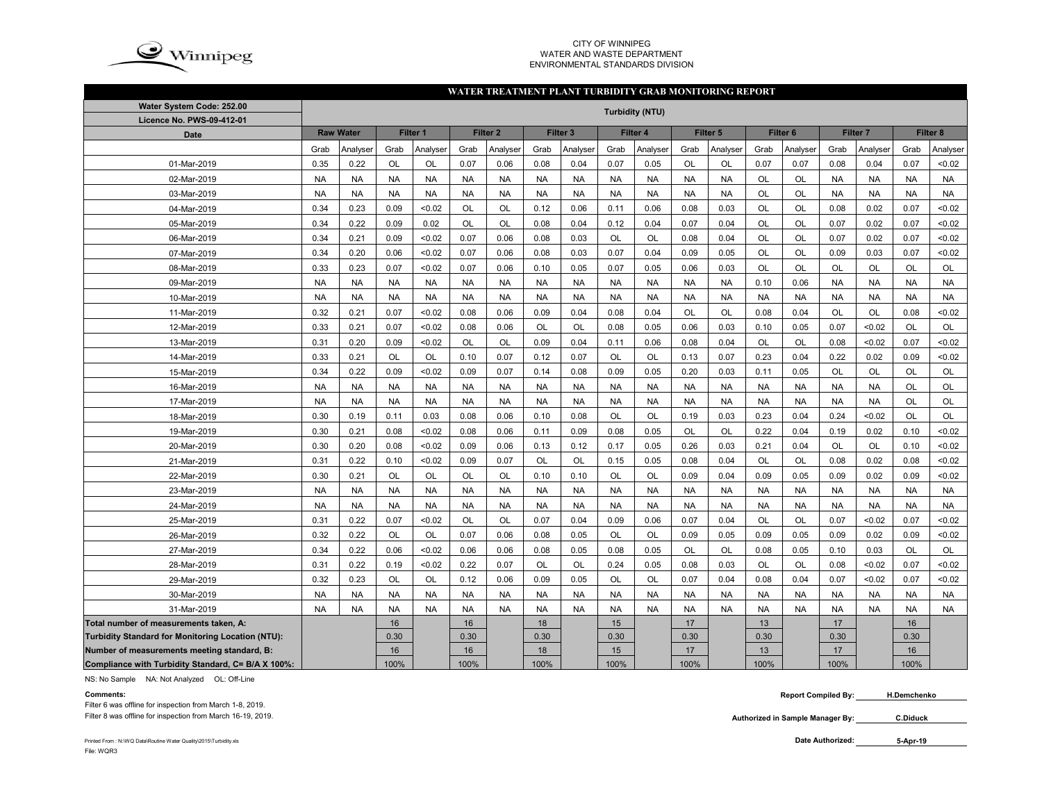CITY OF WINNIPEG
WATER AND WASTE DEPARTMENT
ENVIRONMENTAL STANDARDS DIVISION

## WATER TREATMENT PLANT TURBIDITY GRAB MONITORING REPORT

| Water System Code: 252.00<br>Licence No. PWS-09-412-01 | Turbidity (NTU) | | | | | | | | | | | | | | | | | |
|---|---|---|---|---|---|---|---|---|---|---|---|---|---|---|---|---|---|---|
| Date | Raw Water | | Filter 1 | | Filter 2 | | Filter 3 | | Filter 4 | | Filter 5 | | Filter 6 | | Filter 7 | | Filter 8 | |
| | Grab | Analyser | Grab | Analyser | Grab | Analyser | Grab | Analyser | Grab | Analyser | Grab | Analyser | Grab | Analyser | Grab | Analyser | Grab | Analyser |
| 01-Mar-2019 | 0.35 | 0.22 | OL | OL | 0.07 | 0.06 | 0.08 | 0.04 | 0.07 | 0.05 | OL | OL | 0.07 | 0.07 | 0.08 | 0.04 | 0.07 | <0.02 |
| 02-Mar-2019 | NA | NA | NA | NA | NA | NA | NA | NA | NA | NA | NA | NA | OL | OL | NA | NA | NA | NA |
| 03-Mar-2019 | NA | NA | NA | NA | NA | NA | NA | NA | NA | NA | NA | NA | OL | OL | NA | NA | NA | NA |
| 04-Mar-2019 | 0.34 | 0.23 | 0.09 | <0.02 | OL | OL | 0.12 | 0.06 | 0.11 | 0.06 | 0.08 | 0.03 | OL | OL | 0.08 | 0.02 | 0.07 | <0.02 |
| 05-Mar-2019 | 0.34 | 0.22 | 0.09 | 0.02 | OL | OL | 0.08 | 0.04 | 0.12 | 0.04 | 0.07 | 0.04 | OL | OL | 0.07 | 0.02 | 0.07 | <0.02 |
| 06-Mar-2019 | 0.34 | 0.21 | 0.09 | <0.02 | 0.07 | 0.06 | 0.08 | 0.03 | OL | OL | 0.08 | 0.04 | OL | OL | 0.07 | 0.02 | 0.07 | <0.02 |
| 07-Mar-2019 | 0.34 | 0.20 | 0.06 | <0.02 | 0.07 | 0.06 | 0.08 | 0.03 | 0.07 | 0.04 | 0.09 | 0.05 | OL | OL | 0.09 | 0.03 | 0.07 | <0.02 |
| 08-Mar-2019 | 0.33 | 0.23 | 0.07 | <0.02 | 0.07 | 0.06 | 0.10 | 0.05 | 0.07 | 0.05 | 0.06 | 0.03 | OL | OL | OL | OL | OL | OL |
| 09-Mar-2019 | NA | NA | NA | NA | NA | NA | NA | NA | NA | NA | NA | NA | 0.10 | 0.06 | NA | NA | NA | NA |
| 10-Mar-2019 | NA | NA | NA | NA | NA | NA | NA | NA | NA | NA | NA | NA | NA | NA | NA | NA | NA | NA |
| 11-Mar-2019 | 0.32 | 0.21 | 0.07 | <0.02 | 0.08 | 0.06 | 0.09 | 0.04 | 0.08 | 0.04 | OL | OL | 0.08 | 0.04 | OL | OL | 0.08 | <0.02 |
| 12-Mar-2019 | 0.33 | 0.21 | 0.07 | <0.02 | 0.08 | 0.06 | OL | OL | 0.08 | 0.05 | 0.06 | 0.03 | 0.10 | 0.05 | 0.07 | <0.02 | OL | OL |
| 13-Mar-2019 | 0.31 | 0.20 | 0.09 | <0.02 | OL | OL | 0.09 | 0.04 | 0.11 | 0.06 | 0.08 | 0.04 | OL | OL | 0.08 | <0.02 | 0.07 | <0.02 |
| 14-Mar-2019 | 0.33 | 0.21 | OL | OL | 0.10 | 0.07 | 0.12 | 0.07 | OL | OL | 0.13 | 0.07 | 0.23 | 0.04 | 0.22 | 0.02 | 0.09 | <0.02 |
| 15-Mar-2019 | 0.34 | 0.22 | 0.09 | <0.02 | 0.09 | 0.07 | 0.14 | 0.08 | 0.09 | 0.05 | 0.20 | 0.03 | 0.11 | 0.05 | OL | OL | OL | OL |
| 16-Mar-2019 | NA | NA | NA | NA | NA | NA | NA | NA | NA | NA | NA | NA | NA | NA | NA | NA | OL | OL |
| 17-Mar-2019 | NA | NA | NA | NA | NA | NA | NA | NA | NA | NA | NA | NA | NA | NA | NA | NA | OL | OL |
| 18-Mar-2019 | 0.30 | 0.19 | 0.11 | 0.03 | 0.08 | 0.06 | 0.10 | 0.08 | OL | OL | 0.19 | 0.03 | 0.23 | 0.04 | 0.24 | <0.02 | OL | OL |
| 19-Mar-2019 | 0.30 | 0.21 | 0.08 | <0.02 | 0.08 | 0.06 | 0.11 | 0.09 | 0.08 | 0.05 | OL | OL | 0.22 | 0.04 | 0.19 | 0.02 | 0.10 | <0.02 |
| 20-Mar-2019 | 0.30 | 0.20 | 0.08 | <0.02 | 0.09 | 0.06 | 0.13 | 0.12 | 0.17 | 0.05 | 0.26 | 0.03 | 0.21 | 0.04 | OL | OL | 0.10 | <0.02 |
| 21-Mar-2019 | 0.31 | 0.22 | 0.10 | <0.02 | 0.09 | 0.07 | OL | OL | 0.15 | 0.05 | 0.08 | 0.04 | OL | OL | 0.08 | 0.02 | 0.08 | <0.02 |
| 22-Mar-2019 | 0.30 | 0.21 | OL | OL | OL | OL | 0.10 | 0.10 | OL | OL | 0.09 | 0.04 | 0.09 | 0.05 | 0.09 | 0.02 | 0.09 | <0.02 |
| 23-Mar-2019 | NA | NA | NA | NA | NA | NA | NA | NA | NA | NA | NA | NA | NA | NA | NA | NA | NA | NA |
| 24-Mar-2019 | NA | NA | NA | NA | NA | NA | NA | NA | NA | NA | NA | NA | NA | NA | NA | NA | NA | NA |
| 25-Mar-2019 | 0.31 | 0.22 | 0.07 | <0.02 | OL | OL | 0.07 | 0.04 | 0.09 | 0.06 | 0.07 | 0.04 | OL | OL | 0.07 | <0.02 | 0.07 | <0.02 |
| 26-Mar-2019 | 0.32 | 0.22 | OL | OL | 0.07 | 0.06 | 0.08 | 0.05 | OL | OL | 0.09 | 0.05 | 0.09 | 0.05 | 0.09 | 0.02 | 0.09 | <0.02 |
| 27-Mar-2019 | 0.34 | 0.22 | 0.06 | <0.02 | 0.06 | 0.06 | 0.08 | 0.05 | 0.08 | 0.05 | OL | OL | 0.08 | 0.05 | 0.10 | 0.03 | OL | OL |
| 28-Mar-2019 | 0.31 | 0.22 | 0.19 | <0.02 | 0.22 | 0.07 | OL | OL | 0.24 | 0.05 | 0.08 | 0.03 | OL | OL | 0.08 | <0.02 | 0.07 | <0.02 |
| 29-Mar-2019 | 0.32 | 0.23 | OL | OL | 0.12 | 0.06 | 0.09 | 0.05 | OL | OL | 0.07 | 0.04 | 0.08 | 0.04 | 0.07 | <0.02 | 0.07 | <0.02 |
| 30-Mar-2019 | NA | NA | NA | NA | NA | NA | NA | NA | NA | NA | NA | NA | NA | NA | NA | NA | NA | NA |
| 31-Mar-2019 | NA | NA | NA | NA | NA | NA | NA | NA | NA | NA | NA | NA | NA | NA | NA | NA | NA | NA |
| **Total number of measurements taken, A:** | | | 16 | | 16 | | 18 | | 15 | | 17 | | 13 | | 17 | | 16 | |
| **Turbidity Standard for Monitoring Location (NTU):** | | | 0.30 | | 0.30 | | 0.30 | | 0.30 | | 0.30 | | 0.30 | | 0.30 | | 0.30 | |
| **Number of measurements meeting standard, B:** | | | 16 | | 16 | | 18 | | 15 | | 17 | | 13 | | 17 | | 16 | |
| **Compliance with Turbidity Standard, C= B/A X 100%:** | | | 100% | | 100% | | 100% | | 100% | | 100% | | 100% | | 100% | | 100% | |

NS: No Sample NA: Not Analyzed OL: Off-Line

**Comments:**

Filter 6 was offline for inspection from March 1-8, 2019.
Filter 8 was offline for inspection from March 16-19, 2019.

**Report Compiled By:** H.Demchenko

**Authorized in Sample Manager By:** C.Diduck

**Date Authorized:** 5-Apr-19

Printed From : N:\WQ Data\Routine Water Quality\2015\Turbidity.xls
File: WQR3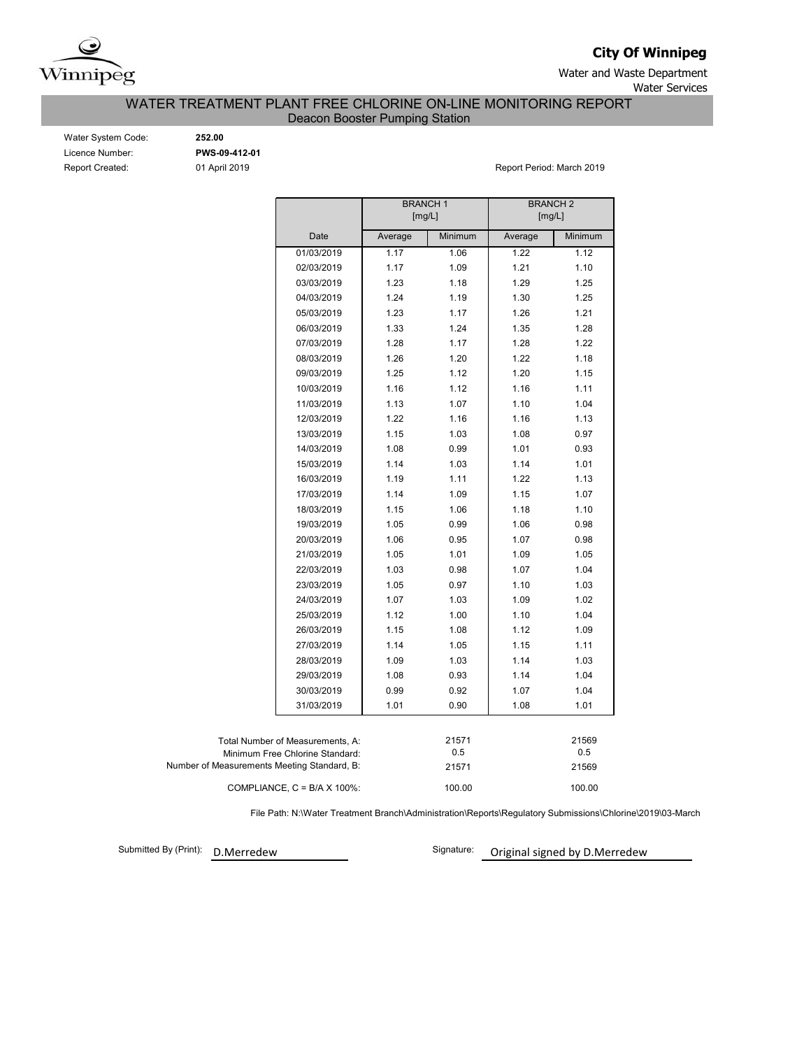**City Of Winnipeg**

Water and Waste Department
Water Services

# WATER TREATMENT PLANT FREE CHLORINE ON-LINE MONITORING REPORT

## Deacon Booster Pumping Station

Water System Code: **252.00**
Licence Number: **PWS-09-412-01**
Report Created: 01 April 2019

Report Period: March 2019

| Date | BRANCH 1 [mg/L] | | BRANCH 2 [mg/L] | |
|---|---|---|---|---|
| | Average | Minimum | Average | Minimum |
| 01/03/2019 | 1.17 | 1.06 | 1.22 | 1.12 |
| 02/03/2019 | 1.17 | 1.09 | 1.21 | 1.10 |
| 03/03/2019 | 1.23 | 1.18 | 1.29 | 1.25 |
| 04/03/2019 | 1.24 | 1.19 | 1.30 | 1.25 |
| 05/03/2019 | 1.23 | 1.17 | 1.26 | 1.21 |
| 06/03/2019 | 1.33 | 1.24 | 1.35 | 1.28 |
| 07/03/2019 | 1.28 | 1.17 | 1.28 | 1.22 |
| 08/03/2019 | 1.26 | 1.20 | 1.22 | 1.18 |
| 09/03/2019 | 1.25 | 1.12 | 1.20 | 1.15 |
| 10/03/2019 | 1.16 | 1.12 | 1.16 | 1.11 |
| 11/03/2019 | 1.13 | 1.07 | 1.10 | 1.04 |
| 12/03/2019 | 1.22 | 1.16 | 1.16 | 1.13 |
| 13/03/2019 | 1.15 | 1.03 | 1.08 | 0.97 |
| 14/03/2019 | 1.08 | 0.99 | 1.01 | 0.93 |
| 15/03/2019 | 1.14 | 1.03 | 1.14 | 1.01 |
| 16/03/2019 | 1.19 | 1.11 | 1.22 | 1.13 |
| 17/03/2019 | 1.14 | 1.09 | 1.15 | 1.07 |
| 18/03/2019 | 1.15 | 1.06 | 1.18 | 1.10 |
| 19/03/2019 | 1.05 | 0.99 | 1.06 | 0.98 |
| 20/03/2019 | 1.06 | 0.95 | 1.07 | 0.98 |
| 21/03/2019 | 1.05 | 1.01 | 1.09 | 1.05 |
| 22/03/2019 | 1.03 | 0.98 | 1.07 | 1.04 |
| 23/03/2019 | 1.05 | 0.97 | 1.10 | 1.03 |
| 24/03/2019 | 1.07 | 1.03 | 1.09 | 1.02 |
| 25/03/2019 | 1.12 | 1.00 | 1.10 | 1.04 |
| 26/03/2019 | 1.15 | 1.08 | 1.12 | 1.09 |
| 27/03/2019 | 1.14 | 1.05 | 1.15 | 1.11 |
| 28/03/2019 | 1.09 | 1.03 | 1.14 | 1.03 |
| 29/03/2019 | 1.08 | 0.93 | 1.14 | 1.04 |
| 30/03/2019 | 0.99 | 0.92 | 1.07 | 1.04 |
| 31/03/2019 | 1.01 | 0.90 | 1.08 | 1.01 |

| | BRANCH 1 | BRANCH 2 |
|---|---|---|
| Total Number of Measurements, A: | 21571 | 21569 |
| Minimum Free Chlorine Standard: | 0.5 | 0.5 |
| Number of Measurements Meeting Standard, B: | 21571 | 21569 |
| COMPLIANCE, C = B/A X 100%: | 100.00 | 100.00 |

File Path: N:\Water Treatment Branch\Administration\Reports\Regulatory Submissions\Chlorine\2019\03-March

Submitted By (Print): D.Merredew

Signature: Original signed by D.Merredew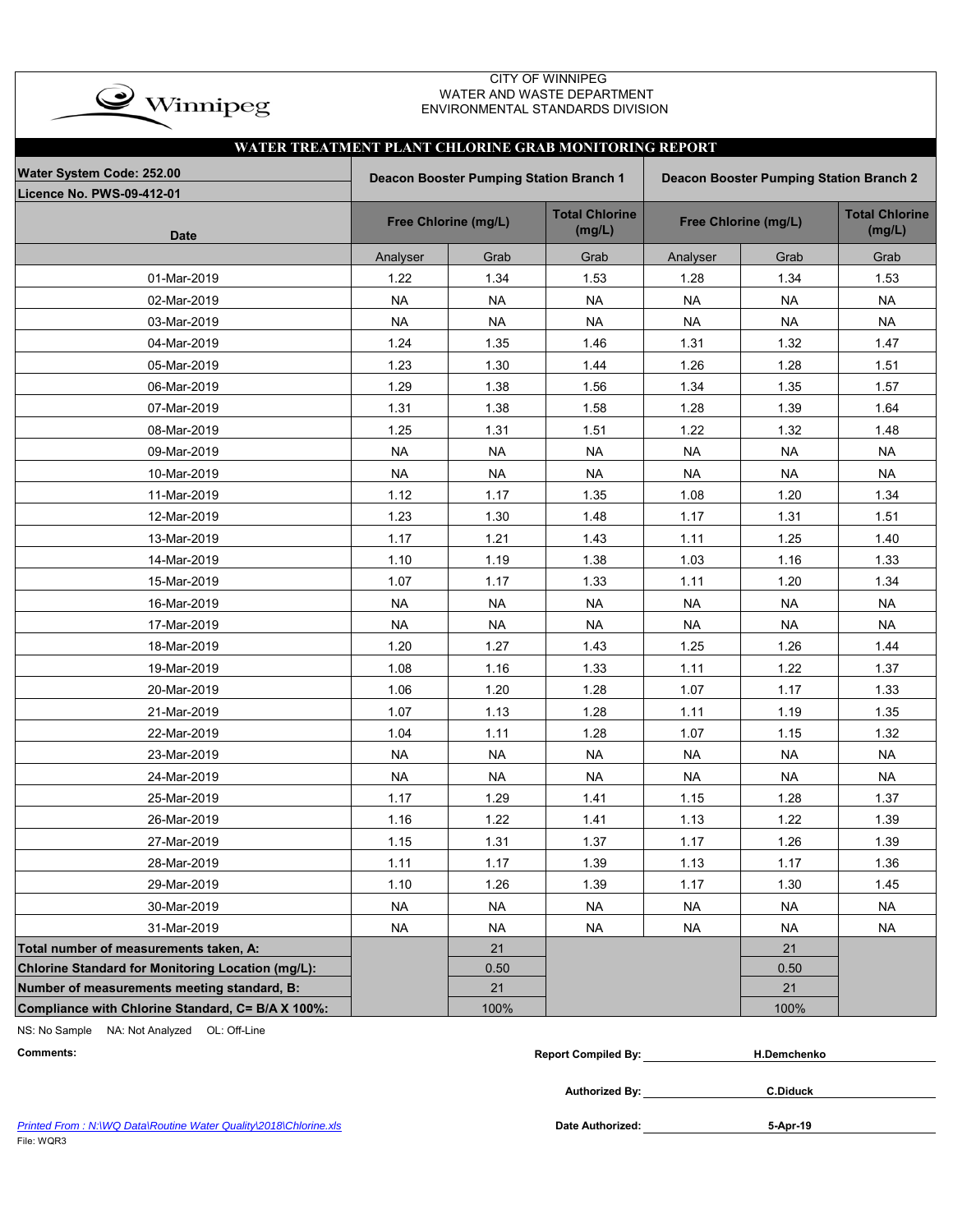CITY OF WINNIPEG
WATER AND WASTE DEPARTMENT
ENVIRONMENTAL STANDARDS DIVISION

# WATER TREATMENT PLANT CHLORINE GRAB MONITORING REPORT

| Water System Code: 252.00 / Licence No. PWS-09-412-01 | Deacon Booster Pumping Station Branch 1 | | | Deacon Booster Pumping Station Branch 2 | | |
|---|---|---|---|---|---|---|
| Date | Free Chlorine (mg/L) | | Total Chlorine (mg/L) | Free Chlorine (mg/L) | | Total Chlorine (mg/L) |
| | Analyser | Grab | Grab | Analyser | Grab | Grab |
| 01-Mar-2019 | 1.22 | 1.34 | 1.53 | 1.28 | 1.34 | 1.53 |
| 02-Mar-2019 | NA | NA | NA | NA | NA | NA |
| 03-Mar-2019 | NA | NA | NA | NA | NA | NA |
| 04-Mar-2019 | 1.24 | 1.35 | 1.46 | 1.31 | 1.32 | 1.47 |
| 05-Mar-2019 | 1.23 | 1.30 | 1.44 | 1.26 | 1.28 | 1.51 |
| 06-Mar-2019 | 1.29 | 1.38 | 1.56 | 1.34 | 1.35 | 1.57 |
| 07-Mar-2019 | 1.31 | 1.38 | 1.58 | 1.28 | 1.39 | 1.64 |
| 08-Mar-2019 | 1.25 | 1.31 | 1.51 | 1.22 | 1.32 | 1.48 |
| 09-Mar-2019 | NA | NA | NA | NA | NA | NA |
| 10-Mar-2019 | NA | NA | NA | NA | NA | NA |
| 11-Mar-2019 | 1.12 | 1.17 | 1.35 | 1.08 | 1.20 | 1.34 |
| 12-Mar-2019 | 1.23 | 1.30 | 1.48 | 1.17 | 1.31 | 1.51 |
| 13-Mar-2019 | 1.17 | 1.21 | 1.43 | 1.11 | 1.25 | 1.40 |
| 14-Mar-2019 | 1.10 | 1.19 | 1.38 | 1.03 | 1.16 | 1.33 |
| 15-Mar-2019 | 1.07 | 1.17 | 1.33 | 1.11 | 1.20 | 1.34 |
| 16-Mar-2019 | NA | NA | NA | NA | NA | NA |
| 17-Mar-2019 | NA | NA | NA | NA | NA | NA |
| 18-Mar-2019 | 1.20 | 1.27 | 1.43 | 1.25 | 1.26 | 1.44 |
| 19-Mar-2019 | 1.08 | 1.16 | 1.33 | 1.11 | 1.22 | 1.37 |
| 20-Mar-2019 | 1.06 | 1.20 | 1.28 | 1.07 | 1.17 | 1.33 |
| 21-Mar-2019 | 1.07 | 1.13 | 1.28 | 1.11 | 1.19 | 1.35 |
| 22-Mar-2019 | 1.04 | 1.11 | 1.28 | 1.07 | 1.15 | 1.32 |
| 23-Mar-2019 | NA | NA | NA | NA | NA | NA |
| 24-Mar-2019 | NA | NA | NA | NA | NA | NA |
| 25-Mar-2019 | 1.17 | 1.29 | 1.41 | 1.15 | 1.28 | 1.37 |
| 26-Mar-2019 | 1.16 | 1.22 | 1.41 | 1.13 | 1.22 | 1.39 |
| 27-Mar-2019 | 1.15 | 1.31 | 1.37 | 1.17 | 1.26 | 1.39 |
| 28-Mar-2019 | 1.11 | 1.17 | 1.39 | 1.13 | 1.17 | 1.36 |
| 29-Mar-2019 | 1.10 | 1.26 | 1.39 | 1.17 | 1.30 | 1.45 |
| 30-Mar-2019 | NA | NA | NA | NA | NA | NA |
| 31-Mar-2019 | NA | NA | NA | NA | NA | NA |
| **Total number of measurements taken, A:** | | 21 | | | 21 | |
| **Chlorine Standard for Monitoring Location (mg/L):** | | 0.50 | | | 0.50 | |
| **Number of measurements meeting standard, B:** | | 21 | | | 21 | |
| **Compliance with Chlorine Standard, C= B/A X 100%:** | | 100% | | | 100% | |

NS: No Sample NA: Not Analyzed OL: Off-Line

**Comments:**

**Report Compiled By:** H.Demchenko

**Authorized By:** C.Diduck

**Date Authorized:** 5-Apr-19

*Printed From : N:\WQ Data\Routine Water Quality\2018\Chlorine.xls*

File: WQR3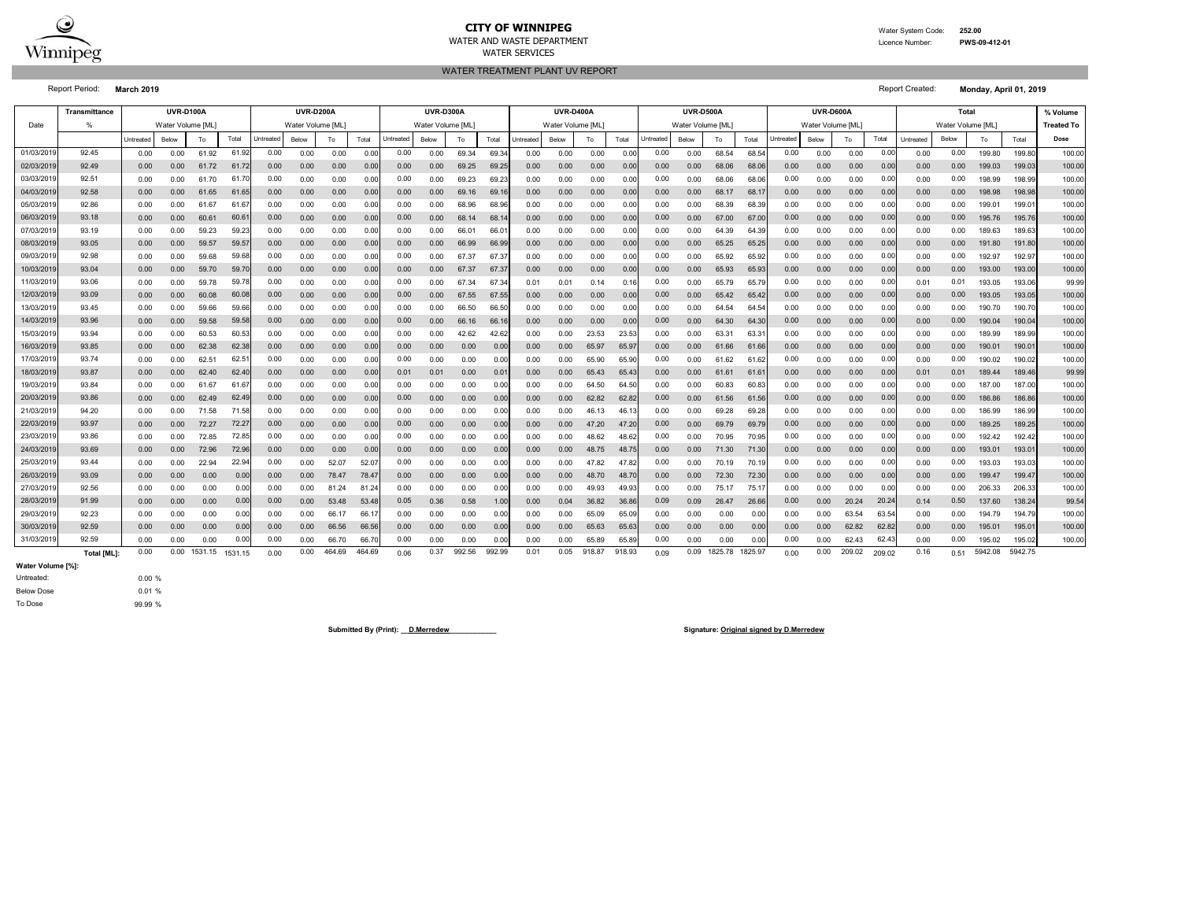**CITY OF WINNIPEG**

WATER AND WASTE DEPARTMENT

WATER SERVICES

Water System Code: **252.00**

Licence Number: **PWS-09-412-01**

## WATER TREATMENT PLANT UV REPORT

Report Period: **March 2019**

Report Created: **Monday, April 01, 2019**

| Date | Transmittance | UVR-D100A | | | | UVR-D200A | | | | UVR-D300A | | | | UVR-D400A | | | | UVR-D500A | | | | UVR-D600A | | | | Total | | | | % Volume |
|---|---|---|---|---|---|---|---|---|---|---|---|---|---|---|---|---|---|---|---|---|---|---|---|---|---|---|---|---|---|---|
| | % | Water Volume [ML] | | | | Water Volume [ML] | | | | Water Volume [ML] | | | | Water Volume [ML] | | | | Water Volume [ML] | | | | Water Volume [ML] | | | | Water Volume [ML] | | | | Treated To |
| | | Untreated | Below | To | Total | Untreated | Below | To | Total | Untreated | Below | To | Total | Untreated | Below | To | Total | Untreated | Below | To | Total | Untreated | Below | To | Total | Untreated | Below | To | Total | Dose |
| 01/03/2019 | 92.45 | 0.00 | 0.00 | 61.92 | 61.92 | 0.00 | 0.00 | 0.00 | 0.00 | 0.00 | 0.00 | 69.34 | 69.34 | 0.00 | 0.00 | 0.00 | 0.00 | 0.00 | 0.00 | 68.54 | 68.54 | 0.00 | 0.00 | 0.00 | 0.00 | 0.00 | 0.00 | 199.80 | 199.80 | 100.00 |
| 02/03/2019 | 92.49 | 0.00 | 0.00 | 61.72 | 61.72 | 0.00 | 0.00 | 0.00 | 0.00 | 0.00 | 0.00 | 69.25 | 69.25 | 0.00 | 0.00 | 0.00 | 0.00 | 0.00 | 0.00 | 68.06 | 68.06 | 0.00 | 0.00 | 0.00 | 0.00 | 0.00 | 0.00 | 199.03 | 199.03 | 100.00 |
| 03/03/2019 | 92.51 | 0.00 | 0.00 | 61.70 | 61.70 | 0.00 | 0.00 | 0.00 | 0.00 | 0.00 | 0.00 | 69.23 | 69.23 | 0.00 | 0.00 | 0.00 | 0.00 | 0.00 | 0.00 | 68.06 | 68.06 | 0.00 | 0.00 | 0.00 | 0.00 | 0.00 | 0.00 | 198.99 | 198.99 | 100.00 |
| 04/03/2019 | 92.58 | 0.00 | 0.00 | 61.65 | 61.65 | 0.00 | 0.00 | 0.00 | 0.00 | 0.00 | 0.00 | 69.16 | 69.16 | 0.00 | 0.00 | 0.00 | 0.00 | 0.00 | 0.00 | 68.17 | 68.17 | 0.00 | 0.00 | 0.00 | 0.00 | 0.00 | 0.00 | 198.98 | 198.98 | 100.00 |
| 05/03/2019 | 92.86 | 0.00 | 0.00 | 61.67 | 61.67 | 0.00 | 0.00 | 0.00 | 0.00 | 0.00 | 0.00 | 68.96 | 68.96 | 0.00 | 0.00 | 0.00 | 0.00 | 0.00 | 0.00 | 68.39 | 68.39 | 0.00 | 0.00 | 0.00 | 0.00 | 0.00 | 0.00 | 199.01 | 199.01 | 100.00 |
| 06/03/2019 | 93.18 | 0.00 | 0.00 | 60.61 | 60.61 | 0.00 | 0.00 | 0.00 | 0.00 | 0.00 | 0.00 | 68.14 | 68.14 | 0.00 | 0.00 | 0.00 | 0.00 | 0.00 | 0.00 | 67.00 | 67.00 | 0.00 | 0.00 | 0.00 | 0.00 | 0.00 | 0.00 | 195.76 | 195.76 | 100.00 |
| 07/03/2019 | 93.19 | 0.00 | 0.00 | 59.23 | 59.23 | 0.00 | 0.00 | 0.00 | 0.00 | 0.00 | 0.00 | 66.01 | 66.01 | 0.00 | 0.00 | 0.00 | 0.00 | 0.00 | 0.00 | 64.39 | 64.39 | 0.00 | 0.00 | 0.00 | 0.00 | 0.00 | 0.00 | 189.63 | 189.63 | 100.00 |
| 08/03/2019 | 93.05 | 0.00 | 0.00 | 59.57 | 59.57 | 0.00 | 0.00 | 0.00 | 0.00 | 0.00 | 0.00 | 66.99 | 66.99 | 0.00 | 0.00 | 0.00 | 0.00 | 0.00 | 0.00 | 65.25 | 65.25 | 0.00 | 0.00 | 0.00 | 0.00 | 0.00 | 0.00 | 191.80 | 191.80 | 100.00 |
| 09/03/2019 | 92.98 | 0.00 | 0.00 | 59.68 | 59.68 | 0.00 | 0.00 | 0.00 | 0.00 | 0.00 | 0.00 | 67.37 | 67.37 | 0.00 | 0.00 | 0.00 | 0.00 | 0.00 | 0.00 | 65.92 | 65.92 | 0.00 | 0.00 | 0.00 | 0.00 | 0.00 | 0.00 | 192.97 | 192.97 | 100.00 |
| 10/03/2019 | 93.04 | 0.00 | 0.00 | 59.70 | 59.70 | 0.00 | 0.00 | 0.00 | 0.00 | 0.00 | 0.00 | 67.37 | 67.37 | 0.00 | 0.00 | 0.00 | 0.00 | 0.00 | 0.00 | 65.93 | 65.93 | 0.00 | 0.00 | 0.00 | 0.00 | 0.00 | 0.00 | 193.00 | 193.00 | 100.00 |
| 11/03/2019 | 93.06 | 0.00 | 0.00 | 59.78 | 59.78 | 0.00 | 0.00 | 0.00 | 0.00 | 0.00 | 0.00 | 67.34 | 67.34 | 0.01 | 0.01 | 0.14 | 0.16 | 0.00 | 0.00 | 65.79 | 65.79 | 0.00 | 0.00 | 0.00 | 0.00 | 0.01 | 0.01 | 193.05 | 193.06 | 99.99 |
| 12/03/2019 | 93.09 | 0.00 | 0.00 | 60.08 | 60.08 | 0.00 | 0.00 | 0.00 | 0.00 | 0.00 | 0.00 | 67.55 | 67.55 | 0.00 | 0.00 | 0.00 | 0.00 | 0.00 | 0.00 | 65.42 | 65.42 | 0.00 | 0.00 | 0.00 | 0.00 | 0.00 | 0.00 | 193.05 | 193.05 | 100.00 |
| 13/03/2019 | 93.45 | 0.00 | 0.00 | 59.66 | 59.66 | 0.00 | 0.00 | 0.00 | 0.00 | 0.00 | 0.00 | 66.50 | 66.50 | 0.00 | 0.00 | 0.00 | 0.00 | 0.00 | 0.00 | 64.54 | 64.54 | 0.00 | 0.00 | 0.00 | 0.00 | 0.00 | 0.00 | 190.70 | 190.70 | 100.00 |
| 14/03/2019 | 93.96 | 0.00 | 0.00 | 59.58 | 59.58 | 0.00 | 0.00 | 0.00 | 0.00 | 0.00 | 0.00 | 66.16 | 66.16 | 0.00 | 0.00 | 0.00 | 0.00 | 0.00 | 0.00 | 64.30 | 64.30 | 0.00 | 0.00 | 0.00 | 0.00 | 0.00 | 0.00 | 190.04 | 190.04 | 100.00 |
| 15/03/2019 | 93.94 | 0.00 | 0.00 | 60.53 | 60.53 | 0.00 | 0.00 | 0.00 | 0.00 | 0.00 | 0.00 | 42.62 | 42.62 | 0.00 | 0.00 | 23.53 | 23.53 | 0.00 | 0.00 | 63.31 | 63.31 | 0.00 | 0.00 | 0.00 | 0.00 | 0.00 | 0.00 | 189.99 | 189.99 | 100.00 |
| 16/03/2019 | 93.85 | 0.00 | 0.00 | 62.38 | 62.38 | 0.00 | 0.00 | 0.00 | 0.00 | 0.00 | 0.00 | 0.00 | 0.00 | 0.00 | 0.00 | 65.97 | 65.97 | 0.00 | 0.00 | 61.66 | 61.66 | 0.00 | 0.00 | 0.00 | 0.00 | 0.00 | 0.00 | 190.01 | 190.01 | 100.00 |
| 17/03/2019 | 93.74 | 0.00 | 0.00 | 62.51 | 62.51 | 0.00 | 0.00 | 0.00 | 0.00 | 0.00 | 0.00 | 0.00 | 0.00 | 0.00 | 0.00 | 65.90 | 65.90 | 0.00 | 0.00 | 61.62 | 61.62 | 0.00 | 0.00 | 0.00 | 0.00 | 0.00 | 0.00 | 190.02 | 190.02 | 100.00 |
| 18/03/2019 | 93.87 | 0.00 | 0.00 | 62.40 | 62.40 | 0.00 | 0.00 | 0.00 | 0.00 | 0.01 | 0.01 | 0.00 | 0.01 | 0.00 | 0.00 | 65.43 | 65.43 | 0.00 | 0.00 | 61.61 | 61.61 | 0.00 | 0.00 | 0.00 | 0.00 | 0.01 | 0.01 | 189.44 | 189.46 | 99.99 |
| 19/03/2019 | 93.84 | 0.00 | 0.00 | 61.67 | 61.67 | 0.00 | 0.00 | 0.00 | 0.00 | 0.00 | 0.00 | 0.00 | 0.00 | 0.00 | 0.00 | 64.50 | 64.50 | 0.00 | 0.00 | 60.83 | 60.83 | 0.00 | 0.00 | 0.00 | 0.00 | 0.00 | 0.00 | 187.00 | 187.00 | 100.00 |
| 20/03/2019 | 93.86 | 0.00 | 0.00 | 62.49 | 62.49 | 0.00 | 0.00 | 0.00 | 0.00 | 0.00 | 0.00 | 0.00 | 0.00 | 0.00 | 0.00 | 62.82 | 62.82 | 0.00 | 0.00 | 61.56 | 61.56 | 0.00 | 0.00 | 0.00 | 0.00 | 0.00 | 0.00 | 186.86 | 186.86 | 100.00 |
| 21/03/2019 | 94.20 | 0.00 | 0.00 | 71.58 | 71.58 | 0.00 | 0.00 | 0.00 | 0.00 | 0.00 | 0.00 | 0.00 | 0.00 | 0.00 | 0.00 | 46.13 | 46.13 | 0.00 | 0.00 | 69.28 | 69.28 | 0.00 | 0.00 | 0.00 | 0.00 | 0.00 | 0.00 | 186.99 | 186.99 | 100.00 |
| 22/03/2019 | 93.97 | 0.00 | 0.00 | 72.27 | 72.27 | 0.00 | 0.00 | 0.00 | 0.00 | 0.00 | 0.00 | 0.00 | 0.00 | 0.00 | 0.00 | 47.20 | 47.20 | 0.00 | 0.00 | 69.79 | 69.79 | 0.00 | 0.00 | 0.00 | 0.00 | 0.00 | 0.00 | 189.25 | 189.25 | 100.00 |
| 23/03/2019 | 93.86 | 0.00 | 0.00 | 72.85 | 72.85 | 0.00 | 0.00 | 0.00 | 0.00 | 0.00 | 0.00 | 0.00 | 0.00 | 0.00 | 0.00 | 48.62 | 48.62 | 0.00 | 0.00 | 70.95 | 70.95 | 0.00 | 0.00 | 0.00 | 0.00 | 0.00 | 0.00 | 192.42 | 192.42 | 100.00 |
| 24/03/2019 | 93.69 | 0.00 | 0.00 | 72.96 | 72.96 | 0.00 | 0.00 | 0.00 | 0.00 | 0.00 | 0.00 | 0.00 | 0.00 | 0.00 | 0.00 | 48.75 | 48.75 | 0.00 | 0.00 | 71.30 | 71.30 | 0.00 | 0.00 | 0.00 | 0.00 | 0.00 | 0.00 | 193.01 | 193.01 | 100.00 |
| 25/03/2019 | 93.44 | 0.00 | 0.00 | 22.94 | 22.94 | 0.00 | 0.00 | 52.07 | 52.07 | 0.00 | 0.00 | 0.00 | 0.00 | 0.00 | 0.00 | 47.82 | 47.82 | 0.00 | 0.00 | 70.19 | 70.19 | 0.00 | 0.00 | 0.00 | 0.00 | 0.00 | 0.00 | 193.03 | 193.03 | 100.00 |
| 26/03/2019 | 93.09 | 0.00 | 0.00 | 0.00 | 0.00 | 0.00 | 0.00 | 78.47 | 78.47 | 0.00 | 0.00 | 0.00 | 0.00 | 0.00 | 0.00 | 48.70 | 48.70 | 0.00 | 0.00 | 72.30 | 72.30 | 0.00 | 0.00 | 0.00 | 0.00 | 0.00 | 0.00 | 199.47 | 199.47 | 100.00 |
| 27/03/2019 | 92.56 | 0.00 | 0.00 | 0.00 | 0.00 | 0.00 | 0.00 | 81.24 | 81.24 | 0.00 | 0.00 | 0.00 | 0.00 | 0.00 | 0.00 | 49.93 | 49.93 | 0.00 | 0.00 | 75.17 | 75.17 | 0.00 | 0.00 | 0.00 | 0.00 | 0.00 | 0.00 | 206.33 | 206.33 | 100.00 |
| 28/03/2019 | 91.99 | 0.00 | 0.00 | 0.00 | 0.00 | 0.00 | 0.00 | 53.48 | 53.48 | 0.05 | 0.36 | 0.58 | 1.00 | 0.00 | 0.04 | 36.82 | 36.86 | 0.09 | 0.09 | 26.47 | 26.66 | 0.00 | 0.00 | 20.24 | 20.24 | 0.14 | 0.50 | 137.60 | 138.24 | 99.54 |
| 29/03/2019 | 92.23 | 0.00 | 0.00 | 0.00 | 0.00 | 0.00 | 0.00 | 66.17 | 66.17 | 0.00 | 0.00 | 0.00 | 0.00 | 0.00 | 0.00 | 65.09 | 65.09 | 0.00 | 0.00 | 0.00 | 0.00 | 0.00 | 0.00 | 63.54 | 63.54 | 0.00 | 0.00 | 194.79 | 194.79 | 100.00 |
| 30/03/2019 | 92.59 | 0.00 | 0.00 | 0.00 | 0.00 | 0.00 | 0.00 | 66.56 | 66.56 | 0.00 | 0.00 | 0.00 | 0.00 | 0.00 | 0.00 | 65.63 | 65.63 | 0.00 | 0.00 | 0.00 | 0.00 | 0.00 | 0.00 | 62.82 | 62.82 | 0.00 | 0.00 | 195.01 | 195.01 | 100.00 |
| 31/03/2019 | 92.59 | 0.00 | 0.00 | 0.00 | 0.00 | 0.00 | 0.00 | 66.70 | 66.70 | 0.00 | 0.00 | 0.00 | 0.00 | 0.00 | 0.00 | 65.89 | 65.89 | 0.00 | 0.00 | 0.00 | 0.00 | 0.00 | 0.00 | 62.43 | 62.43 | 0.00 | 0.00 | 195.02 | 195.02 | 100.00 |
| | Total [ML]: | 0.00 | 0.00 | 1531.15 | 1531.15 | 0.00 | 0.00 | 464.69 | 464.69 | 0.06 | 0.37 | 992.56 | 992.99 | 0.01 | 0.05 | 918.87 | 918.93 | 0.09 | 0.09 | 1825.78 | 1825.97 | 0.00 | 0.00 | 209.02 | 209.02 | 0.16 | 0.51 | 5942.08 | 5942.75 | |

**Water Volume [%]:**

Untreated: 0.00 %

Below Dose 0.01 %

To Dose 99.99 %

**Submitted By (Print): D.Merredew**

**Signature: Original signed by D.Merredew**